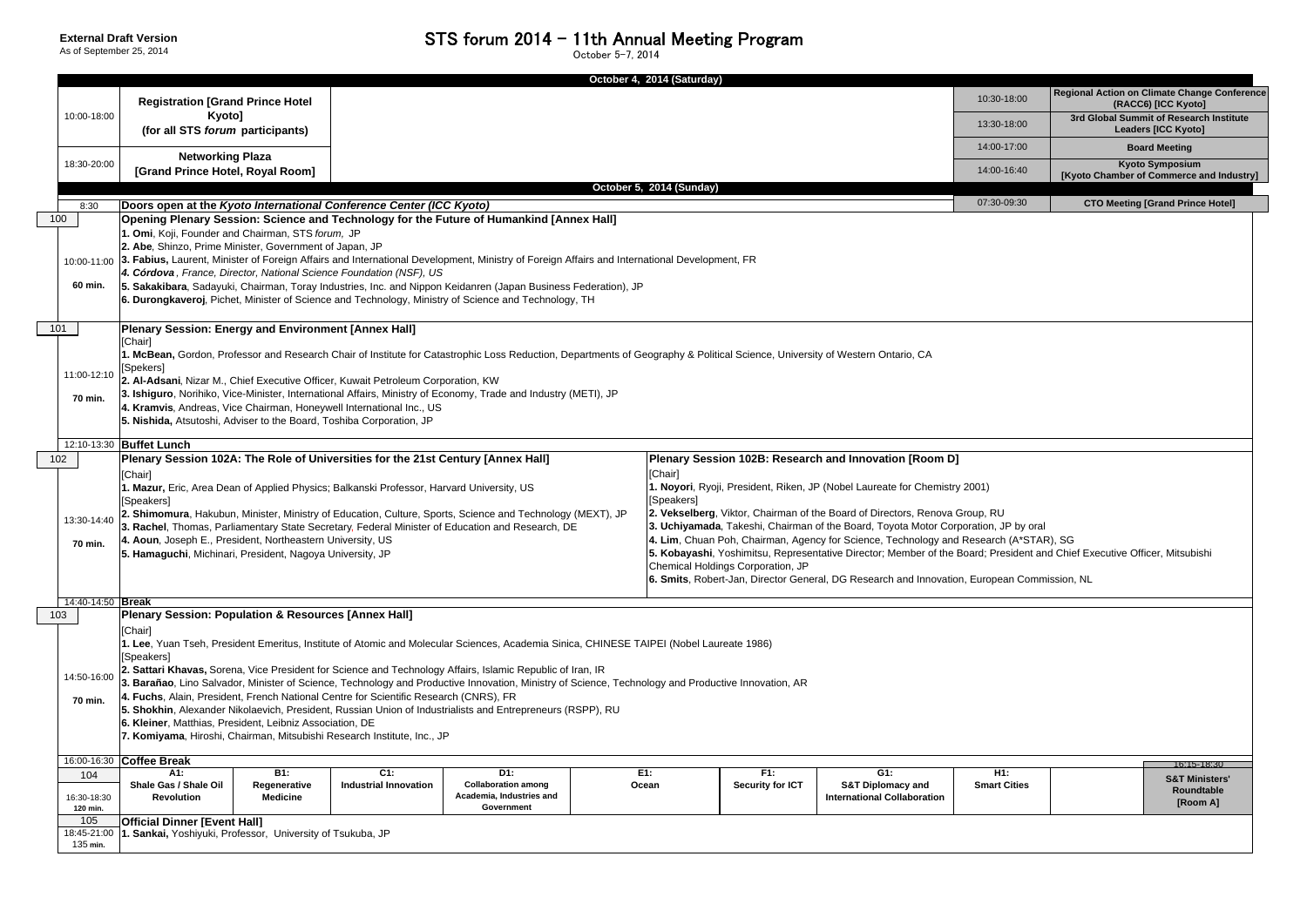**External Draft Version**
As of September 25, 2014

# STS forum 2014 – 11th Annual Meeting Program

October 5-7, 2014

## October 4, 2014 (Saturday)

| Time | Event |
|---|---|
| 10:00-18:00 | **Registration [Grand Prince Hotel Kyoto] (for all STS *forum* participants)** |
| 18:30-20:00 | **Networking Plaza [Grand Prince Hotel, Royal Room]** |

| Time | Event |
|---|---|
| 10:30-18:00 | **Regional Action on Climate Change Conference (RACC6) [ICC Kyoto]** |
| 13:30-18:00 | **3rd Global Summit of Research Institute Leaders [ICC Kyoto]** |
| 14:00-17:00 | **Board Meeting** |
| 14:00-16:40 | **Kyoto Symposium [Kyoto Chamber of Commerce and Industry]** |

## October 5, 2014 (Sunday)

| Time | Event |
|---|---|
| 07:30-09:30 | **CTO Meeting [Grand Prince Hotel]** |

**8:30** — **Doors open at the *Kyoto International Conference Center (ICC Kyoto)***

### 100 — 10:00-11:00 (60 min.)

**Opening Plenary Session: Science and Technology for the Future of Humankind [Annex Hall]**

1. **Omi**, Koji, Founder and Chairman, STS *forum,* JP
2. **Abe**, Shinzo, Prime Minister, Government of Japan, JP
3. **Fabius,** Laurent, Minister of Foreign Affairs and International Development, Ministry of Foreign Affairs and International Development, FR
4. ***Córdova** , France, Director, National Science Foundation (NSF), US*
5. **Sakakibara**, Sadayuki, Chairman, Toray Industries, Inc. and Nippon Keidanren (Japan Business Federation), JP
6. **Durongkaveroj**, Pichet, Minister of Science and Technology, Ministry of Science and Technology, TH

### 101 — 11:00-12:10 (70 min.)

**Plenary Session: Energy and Environment [Annex Hall]**

[Chair]
1. **McBean,** Gordon, Professor and Research Chair of Institute for Catastrophic Loss Reduction, Departments of Geography & Political Science, University of Western Ontario, CA

[Spekers]
2. **Al-Adsani**, Nizar M., Chief Executive Officer, Kuwait Petroleum Corporation, KW
3. **Ishiguro**, Norihiko, Vice-Minister, International Affairs, Ministry of Economy, Trade and Industry (METI), JP
4. **Kramvis**, Andreas, Vice Chairman, Honeywell International Inc., US
5. **Nishida,** Atsutoshi, Adviser to the Board, Toshiba Corporation, JP

**12:10-13:30** — **Buffet Lunch**

### 102 — 13:30-14:40 (70 min.)

**Plenary Session 102A: The Role of Universities for the 21st Century [Annex Hall]**

[Chair]
1. **Mazur,** Eric, Area Dean of Applied Physics; Balkanski Professor, Harvard University, US

[Speakers]
2. **Shimomura**, Hakubun, Minister, Ministry of Education, Culture, Sports, Science and Technology (MEXT), JP
3. **Rachel**, Thomas, Parliamentary State Secretary, Federal Minister of Education and Research, DE
4. **Aoun**, Joseph E., President, Northeastern University, US
5. **Hamaguchi**, Michinari, President, Nagoya University, JP

**Plenary Session 102B: Research and Innovation [Room D]**

[Chair]
1. **Noyori**, Ryoji, President, Riken, JP (Nobel Laureate for Chemistry 2001)

[Speakers]
2. **Vekselberg**, Viktor, Chairman of the Board of Directors, Renova Group, RU
3. **Uchiyamada**, Takeshi, Chairman of the Board, Toyota Motor Corporation, JP by oral
4. **Lim**, Chuan Poh, Chairman, Agency for Science, Technology and Research (A*STAR), SG
5. **Kobayashi**, Yoshimitsu, Representative Director; Member of the Board; President and Chief Executive Officer, Mitsubishi Chemical Holdings Corporation, JP
6. **Smits**, Robert-Jan, Director General, DG Research and Innovation, European Commission, NL

**14:40-14:50** — **Break**

### 103 — 14:50-16:00 (70 min.)

**Plenary Session: Population & Resources [Annex Hall]**

[Chair]
1. **Lee**, Yuan Tseh, President Emeritus, Institute of Atomic and Molecular Sciences, Academia Sinica, CHINESE TAIPEI (Nobel Laureate 1986)

[Speakers]
2. **Sattari Khavas,** Sorena, Vice President for Science and Technology Affairs, Islamic Republic of Iran, IR
3. **Barañao**, Lino Salvador, Minister of Science, Technology and Productive Innovation, Ministry of Science, Technology and Productive Innovation, AR
4. **Fuchs**, Alain, President, French National Centre for Scientific Research (CNRS), FR
5. **Shokhin**, Alexander Nikolaevich, President, Russian Union of Industrialists and Entrepreneurs (RSPP), RU
6. **Kleiner**, Matthias, President, Leibniz Association, DE
7. **Komiyama**, Hiroshi, Chairman, Mitsubishi Research Institute, Inc., JP

**16:00-16:30** — **Coffee Break**

### 104 — 16:30-18:30 (120 min.)

| A1: | B1: | C1: | D1: | E1: | F1: | G1: | H1: |
|---|---|---|---|---|---|---|---|
| Shale Gas / Shale Oil Revolution | Regenerative Medicine | Industrial Innovation | Collaboration among Academia, Industries and Government | Ocean | Security for ICT | S&T Diplomacy and International Collaboration | Smart Cities |

**16:15-18:30** — **S&T Ministers' Roundtable [Room A]**

### 105 — 18:45-21:00 (135 min.)

**Official Dinner [Event Hall]**

1. **Sankai,** Yoshiyuki, Professor, University of Tsukuba, JP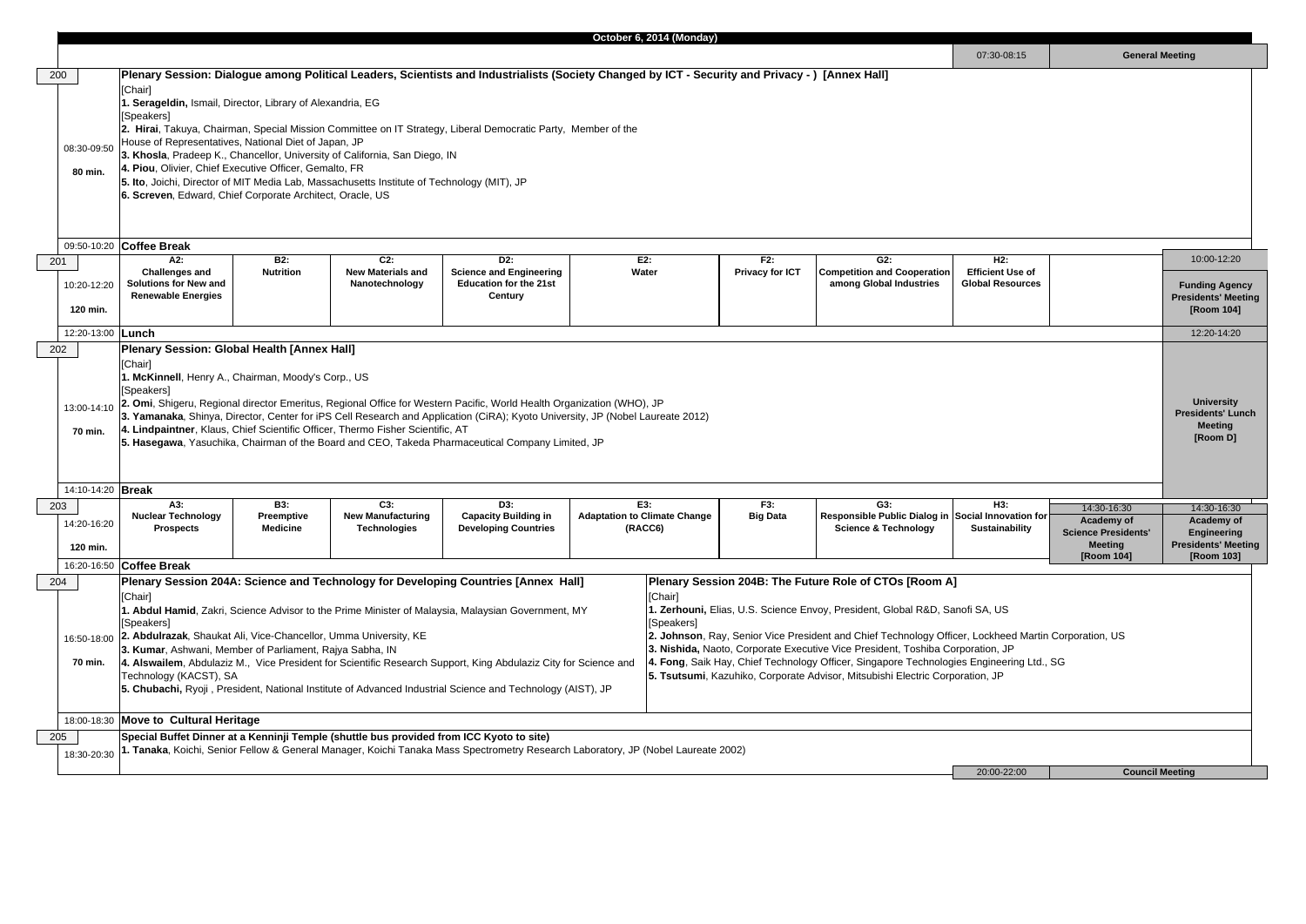## October 6, 2014 (Monday)

07:30-08:15 **General Meeting**

**200** | 08:30-09:50 | **80 min.**

**Plenary Session: Dialogue among Political Leaders, Scientists and Industrialists (Society Changed by ICT - Security and Privacy - ) [Annex Hall]**

[Chair]
**1. Serageldin,** Ismail, Director, Library of Alexandria, EG
[Speakers]
**2. Hirai**, Takuya, Chairman, Special Mission Committee on IT Strategy, Liberal Democratic Party, Member of the House of Representatives, National Diet of Japan, JP
**3. Khosla**, Pradeep K., Chancellor, University of California, San Diego, IN
**4. Piou**, Olivier, Chief Executive Officer, Gemalto, FR
**5. Ito**, Joichi, Director of MIT Media Lab, Massachusetts Institute of Technology (MIT), JP
**6. Screven**, Edward, Chief Corporate Architect, Oracle, US

09:50-10:20 **Coffee Break**

| 201 | A2 | B2 | C2 | D2 | E2 | F2 | G2 | H2 |
|---|---|---|---|---|---|---|---|---|
| 10:20-12:20 120 min. | **A2: Challenges and Solutions for New and Renewable Energies** | **B2: Nutrition** | **C2: New Materials and Nanotechnology** | **D2: Science and Engineering Education for the 21st Century** | **E2: Water** | **F2: Privacy for ICT** | **G2: Competition and Cooperation among Global Industries** | **H2: Efficient Use of Global Resources** |

10:00-12:20 **Funding Agency Presidents' Meeting [Room 104]**

12:20-13:00 **Lunch**

12:20-14:20 **University Presidents' Lunch Meeting [Room D]**

**202** | 13:00-14:10 | **70 min.**

**Plenary Session: Global Health [Annex Hall]**

[Chair]
**1. McKinnell**, Henry A., Chairman, Moody's Corp., US
[Speakers]
**2. Omi**, Shigeru, Regional director Emeritus, Regional Office for Western Pacific, World Health Organization (WHO), JP
**3. Yamanaka**, Shinya, Director, Center for iPS Cell Research and Application (CiRA); Kyoto University, JP (Nobel Laureate 2012)
**4. Lindpaintner**, Klaus, Chief Scientific Officer, Thermo Fisher Scientific, AT
**5. Hasegawa**, Yasuchika, Chairman of the Board and CEO, Takeda Pharmaceutical Company Limited, JP

14:10-14:20 **Break**

| 203 | A3 | B3 | C3 | D3 | E3 | F3 | G3 | H3 |
|---|---|---|---|---|---|---|---|---|
| 14:20-16:20 120 min. | **A3: Nuclear Technology Prospects** | **B3: Preemptive Medicine** | **C3: New Manufacturing Technologies** | **D3: Capacity Building in Developing Countries** | **E3: Adaptation to Climate Change (RACC6)** | **F3: Big Data** | **G3: Responsible Public Dialog in Science & Technology** | **H3: Social Innovation for Sustainability** |

14:30-16:30 **Academy of Science Presidents' Meeting [Room 104]**

14:30-16:30 **Academy of Engineering Presidents' Meeting [Room 103]**

16:20-16:50 **Coffee Break**

**204** | 16:50-18:00 | **70 min.**

**Plenary Session 204A: Science and Technology for Developing Countries [Annex Hall]**

[Chair]
**1. Abdul Hamid**, Zakri, Science Advisor to the Prime Minister of Malaysia, Malaysian Government, MY
[Speakers]
**2. Abdulrazak**, Shaukat Ali, Vice-Chancellor, Umma University, KE
**3. Kumar**, Ashwani, Member of Parliament, Rajya Sabha, IN
**4. Alswailem**, Abdulaziz M., Vice President for Scientific Research Support, King Abdulaziz City for Science and Technology (KACST), SA
**5. Chubachi,** Ryoji , President, National Institute of Advanced Industrial Science and Technology (AIST), JP

**Plenary Session 204B: The Future Role of CTOs [Room A]**

[Chair]
**1. Zerhouni,** Elias, U.S. Science Envoy, President, Global R&D, Sanofi SA, US
[Speakers]
**2. Johnson**, Ray, Senior Vice President and Chief Technology Officer, Lockheed Martin Corporation, US
**3. Nishida,** Naoto, Corporate Executive Vice President, Toshiba Corporation, JP
**4. Fong**, Saik Hay, Chief Technology Officer, Singapore Technologies Engineering Ltd., SG
**5. Tsutsumi**, Kazuhiko, Corporate Advisor, Mitsubishi Electric Corporation, JP

18:00-18:30 **Move to Cultural Heritage**

**205** | 18:30-20:30

**Special Buffet Dinner at a Kenninji Temple (shuttle bus provided from ICC Kyoto to site)**
**1. Tanaka**, Koichi, Senior Fellow & General Manager, Koichi Tanaka Mass Spectrometry Research Laboratory, JP (Nobel Laureate 2002)

20:00-22:00 **Council Meeting**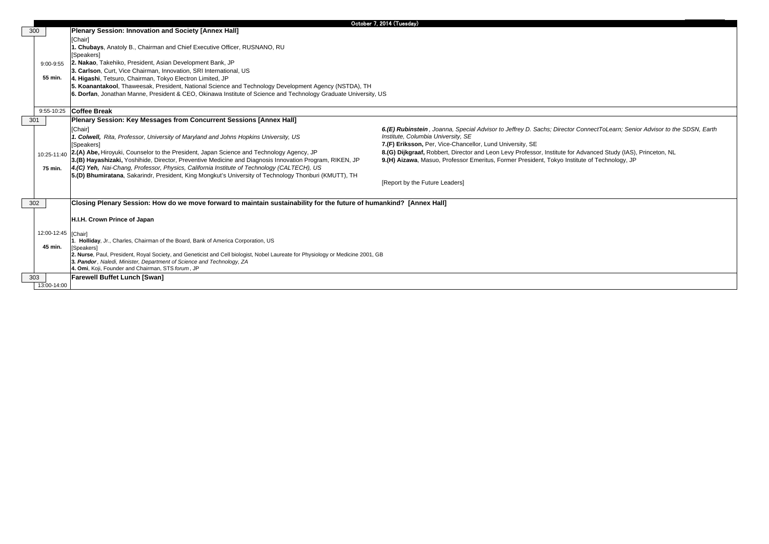| October 7, 2014 (Tuesday) | |
|---|---|
| 300<br><br>9:00-9:55<br><br>55 min. | **Plenary Session: Innovation and Society [Annex Hall]**<br>[Chair]<br>**1. Chubays**, Anatoly B., Chairman and Chief Executive Officer, RUSNANO, RU<br>[Speakers]<br>**2. Nakao**, Takehiko, President, Asian Development Bank, JP<br>**3. Carlson**, Curt, Vice Chairman, Innovation, SRI International, US<br>**4. Higashi**, Tetsuro, Chairman, Tokyo Electron Limited, JP<br>**5. Koanantakool**, Thaweesak, President, National Science and Technology Development Agency (NSTDA), TH<br>**6. Dorfan**, Jonathan Manne, President & CEO, Okinawa Institute of Science and Technology Graduate University, US |
| 9:55-10:25 | **Coffee Break** |
| 301<br><br>10:25-11:40<br><br>75 min. | **Plenary Session: Key Messages from Concurrent Sessions [Annex Hall]**<br>[Chair]<br>***1. Colwell,*** *Rita, Professor, University of Maryland and Johns Hopkins University, US*<br>[Speakers]<br>**2.(A) Abe,** Hiroyuki, Counselor to the President, Japan Science and Technology Agency, JP<br>**3.(B) Hayashizaki,** Yoshihide, Director, Preventive Medicine and Diagnosis Innovation Program, RIKEN, JP<br>***4.(C) Yeh,*** *Nai-Chang, Professor, Physics, California Institute of Technology (CALTECH), US*<br>**5.(D) Bhumiratana**, Sakarindr, President, King Mongkut's University of Technology Thonburi (KMUTT), TH<br>***6.(E) Rubinstein*** *, Joanna, Special Advisor to Jeffrey D. Sachs; Director ConnectToLearn; Senior Advisor to the SDSN, Earth Institute, Columbia University, SE*<br>**7.(F) Eriksson,** Per, Vice-Chancellor, Lund University, SE<br>**8.(G) Dijkgraaf,** Robbert, Director and Leon Levy Professor, Institute for Advanced Study (IAS), Princeton, NL<br>**9.(H) Aizawa**, Masuo, Professor Emeritus, Former President, Tokyo Institute of Technology, JP<br><br>[Report by the Future Leaders] |
| 302<br><br>12:00-12:45<br><br>45 min. | **Closing Plenary Session: How do we move forward to maintain sustainability for the future of humankind? [Annex Hall]**<br><br>**H.I.H. Crown Prince of Japan**<br><br>[Chair]<br>**1**. **Holliday**, Jr., Charles, Chairman of the Board, Bank of America Corporation, US<br>[Speakers]<br>**2. Nurse**, Paul, President, Royal Society, and Geneticist and Cell biologist, Nobel Laureate for Physiology or Medicine 2001, GB<br>**3*. Pandor*** *, Naledi, Minister, Department of Science and Technology, ZA*<br>**4. Omi**, Koji, Founder and Chairman, STS *forum* , JP |
| 303<br>13:00-14:00 | **Farewell Buffet Lunch [Swan]** |